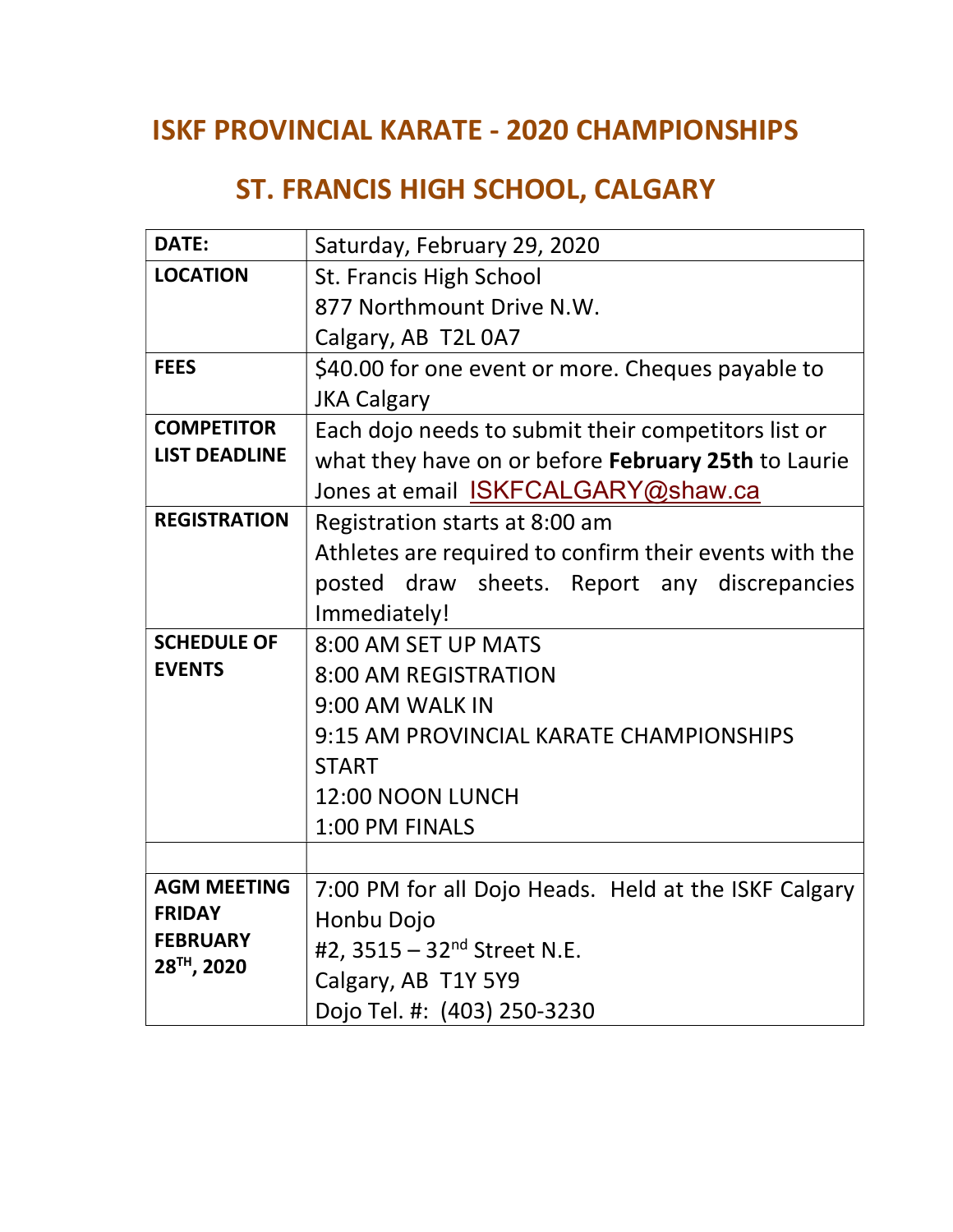# ISKF PROVINCIAL KARATE - 2020 CHAMPIONSHIPS

## ST. FRANCIS HIGH SCHOOL, CALGARY

| | |
|---|---|
| **DATE:** | Saturday, February 29, 2020 |
| **LOCATION** | St. Francis High School<br>877 Northmount Drive N.W.<br>Calgary, AB  T2L 0A7 |
| **FEES** | $40.00 for one event or more. Cheques payable to JKA Calgary |
| **COMPETITOR LIST DEADLINE** | Each dojo needs to submit their competitors list or what they have on or before **February 25th** to Laurie Jones at email ISKFCALGARY@shaw.ca |
| **REGISTRATION** | Registration starts at 8:00 am<br>Athletes are required to confirm their events with the posted draw sheets. Report any discrepancies Immediately! |
| **SCHEDULE OF EVENTS** | 8:00 AM SET UP MATS<br>8:00 AM REGISTRATION<br>9:00 AM WALK IN<br>9:15 AM PROVINCIAL KARATE CHAMPIONSHIPS START<br>12:00 NOON LUNCH<br>1:00 PM FINALS |
| | |
| **AGM MEETING FRIDAY FEBRUARY 28TH, 2020** | 7:00 PM for all Dojo Heads. Held at the ISKF Calgary Honbu Dojo<br>#2, 3515 – 32nd Street N.E.<br>Calgary, AB  T1Y 5Y9<br>Dojo Tel. #: (403) 250-3230 |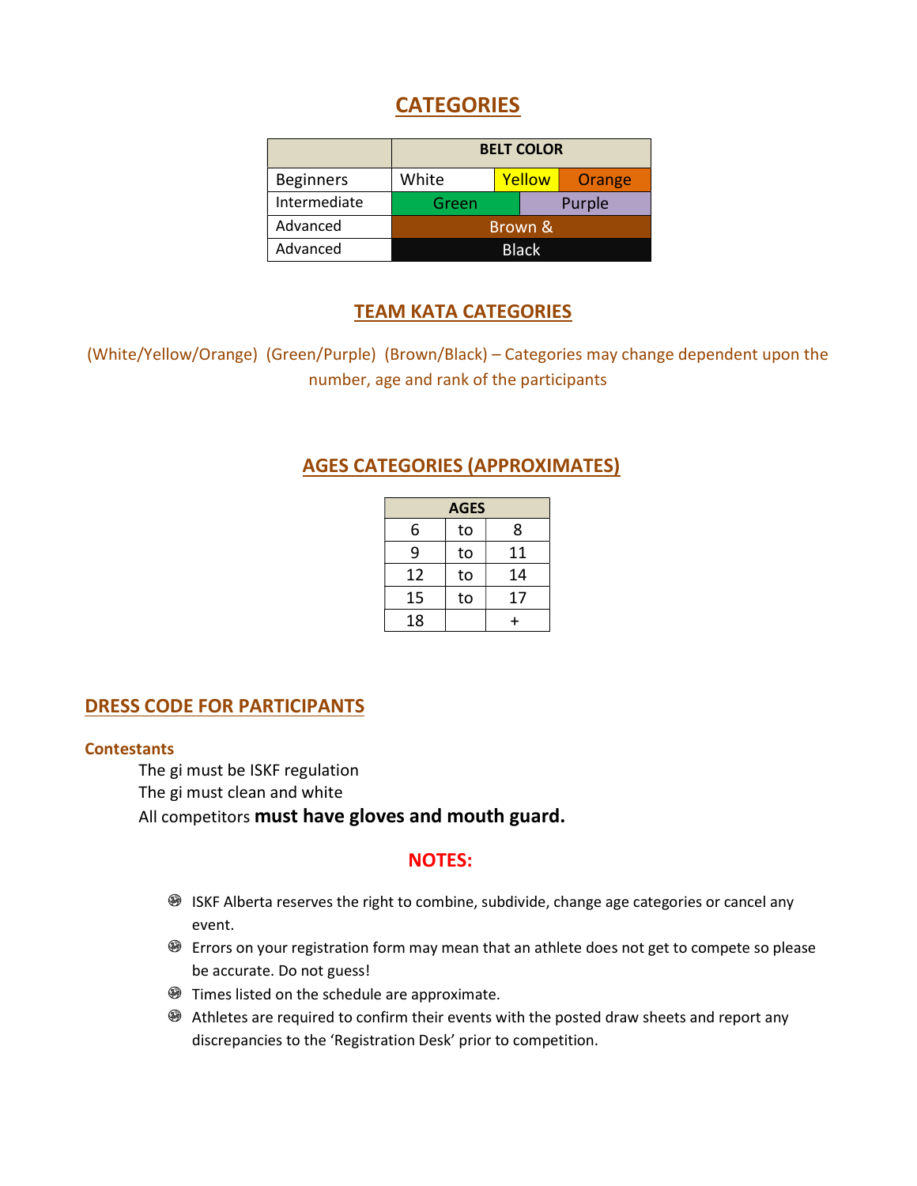## CATEGORIES

| | BELT COLOR | | |
|---|---|---|---|
| Beginners | White | Yellow | Orange |
| Intermediate | Green | | Purple |
| Advanced | Brown & | | |
| Advanced | Black | | |

## TEAM KATA CATEGORIES

(White/Yellow/Orange) (Green/Purple) (Brown/Black) – Categories may change dependent upon the number, age and rank of the participants

## AGES CATEGORIES (APPROXIMATES)

| AGES | | |
|---|---|---|
| 6 | to | 8 |
| 9 | to | 11 |
| 12 | to | 14 |
| 15 | to | 17 |
| 18 | | + |

## DRESS CODE FOR PARTICIPANTS

**Contestants**

The gi must be ISKF regulation
The gi must clean and white
All competitors **must have gloves and mouth guard.**

**NOTES:**

- ISKF Alberta reserves the right to combine, subdivide, change age categories or cancel any event.
- Errors on your registration form may mean that an athlete does not get to compete so please be accurate. Do not guess!
- Times listed on the schedule are approximate.
- Athletes are required to confirm their events with the posted draw sheets and report any discrepancies to the 'Registration Desk' prior to competition.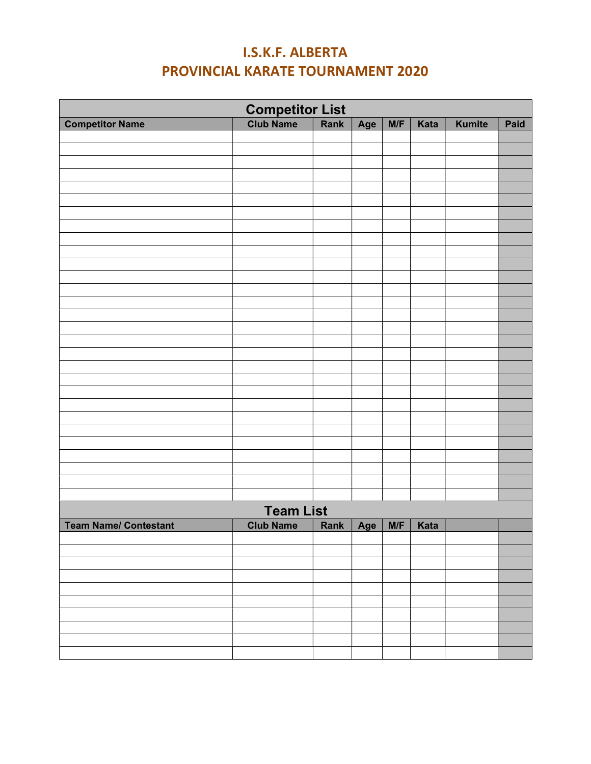# I.S.K.F. ALBERTA
# PROVINCIAL KARATE TOURNAMENT 2020

| Competitor List | | | | | | | |
|---|---|---|---|---|---|---|---|
| **Competitor Name** | **Club Name** | **Rank** | **Age** | **M/F** | **Kata** | **Kumite** | **Paid** |
| | | | | | | | |
| | | | | | | | |
| | | | | | | | |
| | | | | | | | |
| | | | | | | | |
| | | | | | | | |
| | | | | | | | |
| | | | | | | | |
| | | | | | | | |
| | | | | | | | |
| | | | | | | | |
| | | | | | | | |
| | | | | | | | |
| | | | | | | | |
| | | | | | | | |
| | | | | | | | |
| | | | | | | | |
| | | | | | | | |
| | | | | | | | |
| | | | | | | | |
| | | | | | | | |
| | | | | | | | |
| | | | | | | | |
| | | | | | | | |
| | | | | | | | |
| | | | | | | | |
| | | | | | | | |
| | | | | | | | |
| | | | | | | | |
| **Team List** | | | | | | | |
| **Team Name/ Contestant** | **Club Name** | **Rank** | **Age** | **M/F** | **Kata** | | |
| | | | | | | | |
| | | | | | | | |
| | | | | | | | |
| | | | | | | | |
| | | | | | | | |
| | | | | | | | |
| | | | | | | | |
| | | | | | | | |
| | | | | | | | |
| | | | | | | | |